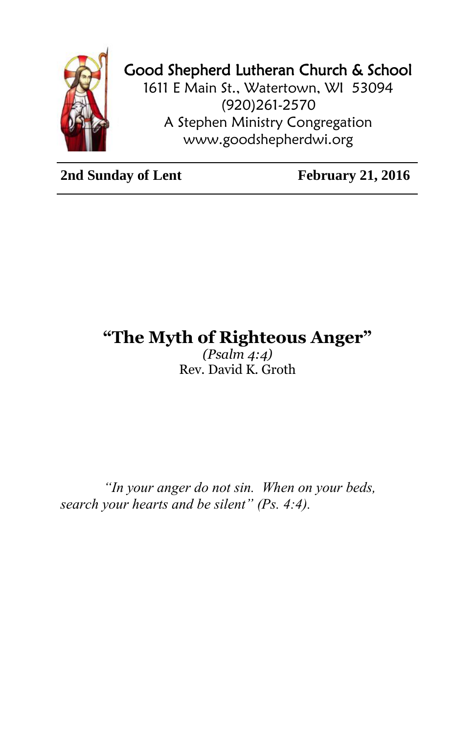Good Shepherd Lutheran Church & School
1611 E Main St., Watertown, WI 53094
(920)261-2570
A Stephen Ministry Congregation
www.goodshepherdwi.org

**2nd Sunday of Lent** **February 21, 2016**

# "The Myth of Righteous Anger"

*(Psalm 4:4)*
Rev. David K. Groth

*"In your anger do not sin. When on your beds, search your hearts and be silent" (Ps. 4:4).*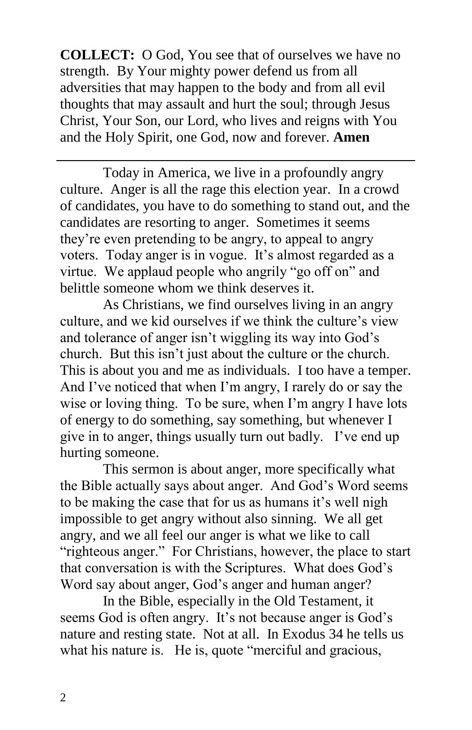**COLLECT:** O God, You see that of ourselves we have no strength. By Your mighty power defend us from all adversities that may happen to the body and from all evil thoughts that may assault and hurt the soul; through Jesus Christ, Your Son, our Lord, who lives and reigns with You and the Holy Spirit, one God, now and forever. **Amen**

---

Today in America, we live in a profoundly angry culture. Anger is all the rage this election year. In a crowd of candidates, you have to do something to stand out, and the candidates are resorting to anger. Sometimes it seems they're even pretending to be angry, to appeal to angry voters. Today anger is in vogue. It's almost regarded as a virtue. We applaud people who angrily "go off on" and belittle someone whom we think deserves it.

As Christians, we find ourselves living in an angry culture, and we kid ourselves if we think the culture's view and tolerance of anger isn't wiggling its way into God's church. But this isn't just about the culture or the church. This is about you and me as individuals. I too have a temper. And I've noticed that when I'm angry, I rarely do or say the wise or loving thing. To be sure, when I'm angry I have lots of energy to do something, say something, but whenever I give in to anger, things usually turn out badly. I've end up hurting someone.

This sermon is about anger, more specifically what the Bible actually says about anger. And God's Word seems to be making the case that for us as humans it's well nigh impossible to get angry without also sinning. We all get angry, and we all feel our anger is what we like to call "righteous anger." For Christians, however, the place to start that conversation is with the Scriptures. What does God's Word say about anger, God's anger and human anger?

In the Bible, especially in the Old Testament, it seems God is often angry. It's not because anger is God's nature and resting state. Not at all. In Exodus 34 he tells us what his nature is. He is, quote "merciful and gracious,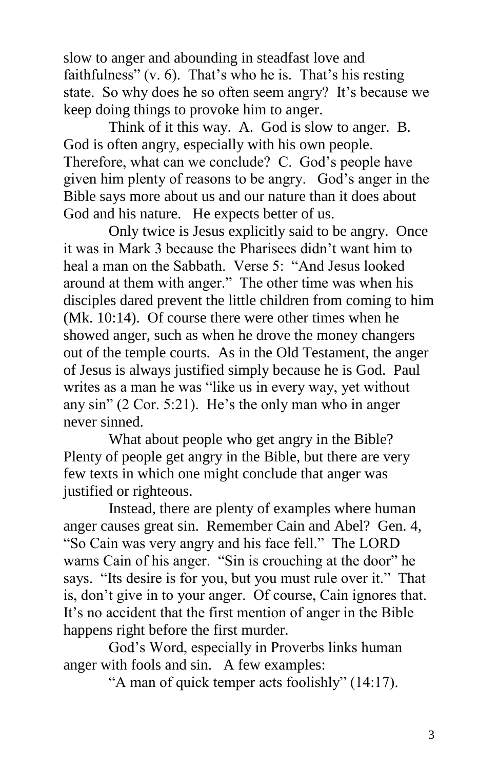slow to anger and abounding in steadfast love and faithfulness" (v. 6). That's who he is. That's his resting state. So why does he so often seem angry? It's because we keep doing things to provoke him to anger.

Think of it this way. A. God is slow to anger. B. God is often angry, especially with his own people. Therefore, what can we conclude? C. God's people have given him plenty of reasons to be angry. God's anger in the Bible says more about us and our nature than it does about God and his nature. He expects better of us.

Only twice is Jesus explicitly said to be angry. Once it was in Mark 3 because the Pharisees didn't want him to heal a man on the Sabbath. Verse 5: "And Jesus looked around at them with anger." The other time was when his disciples dared prevent the little children from coming to him (Mk. 10:14). Of course there were other times when he showed anger, such as when he drove the money changers out of the temple courts. As in the Old Testament, the anger of Jesus is always justified simply because he is God. Paul writes as a man he was "like us in every way, yet without any sin" (2 Cor. 5:21). He's the only man who in anger never sinned.

What about people who get angry in the Bible? Plenty of people get angry in the Bible, but there are very few texts in which one might conclude that anger was justified or righteous.

Instead, there are plenty of examples where human anger causes great sin. Remember Cain and Abel? Gen. 4, "So Cain was very angry and his face fell." The LORD warns Cain of his anger. "Sin is crouching at the door" he says. "Its desire is for you, but you must rule over it." That is, don't give in to your anger. Of course, Cain ignores that. It's no accident that the first mention of anger in the Bible happens right before the first murder.

God's Word, especially in Proverbs links human anger with fools and sin. A few examples:

"A man of quick temper acts foolishly" (14:17).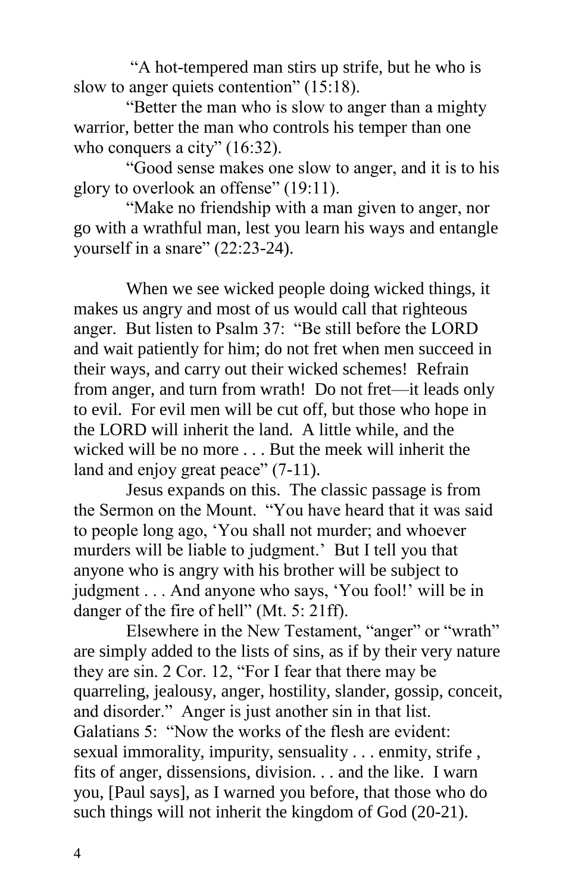"A hot-tempered man stirs up strife, but he who is slow to anger quiets contention" (15:18).

"Better the man who is slow to anger than a mighty warrior, better the man who controls his temper than one who conquers a city" (16:32).

"Good sense makes one slow to anger, and it is to his glory to overlook an offense" (19:11).

"Make no friendship with a man given to anger, nor go with a wrathful man, lest you learn his ways and entangle yourself in a snare" (22:23-24).

When we see wicked people doing wicked things, it makes us angry and most of us would call that righteous anger. But listen to Psalm 37: "Be still before the LORD and wait patiently for him; do not fret when men succeed in their ways, and carry out their wicked schemes! Refrain from anger, and turn from wrath! Do not fret—it leads only to evil. For evil men will be cut off, but those who hope in the LORD will inherit the land. A little while, and the wicked will be no more . . . But the meek will inherit the land and enjoy great peace" (7-11).

Jesus expands on this. The classic passage is from the Sermon on the Mount. "You have heard that it was said to people long ago, 'You shall not murder; and whoever murders will be liable to judgment.' But I tell you that anyone who is angry with his brother will be subject to judgment . . . And anyone who says, 'You fool!' will be in danger of the fire of hell" (Mt. 5: 21ff).

Elsewhere in the New Testament, "anger" or "wrath" are simply added to the lists of sins, as if by their very nature they are sin. 2 Cor. 12, "For I fear that there may be quarreling, jealousy, anger, hostility, slander, gossip, conceit, and disorder." Anger is just another sin in that list. Galatians 5: "Now the works of the flesh are evident: sexual immorality, impurity, sensuality . . . enmity, strife , fits of anger, dissensions, division. . . and the like. I warn you, [Paul says], as I warned you before, that those who do such things will not inherit the kingdom of God (20-21).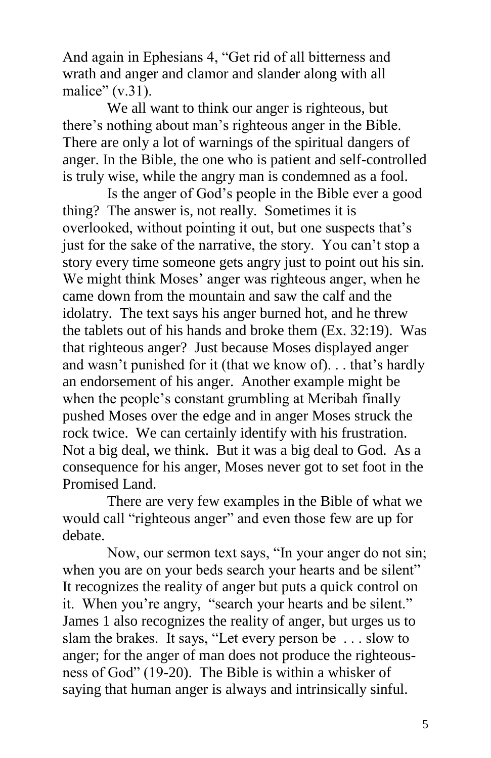And again in Ephesians 4, "Get rid of all bitterness and wrath and anger and clamor and slander along with all malice" (v.31).

We all want to think our anger is righteous, but there's nothing about man's righteous anger in the Bible. There are only a lot of warnings of the spiritual dangers of anger. In the Bible, the one who is patient and self-controlled is truly wise, while the angry man is condemned as a fool.

Is the anger of God's people in the Bible ever a good thing? The answer is, not really. Sometimes it is overlooked, without pointing it out, but one suspects that's just for the sake of the narrative, the story. You can't stop a story every time someone gets angry just to point out his sin. We might think Moses' anger was righteous anger, when he came down from the mountain and saw the calf and the idolatry. The text says his anger burned hot, and he threw the tablets out of his hands and broke them (Ex. 32:19). Was that righteous anger? Just because Moses displayed anger and wasn't punished for it (that we know of). . . that's hardly an endorsement of his anger. Another example might be when the people's constant grumbling at Meribah finally pushed Moses over the edge and in anger Moses struck the rock twice. We can certainly identify with his frustration. Not a big deal, we think. But it was a big deal to God. As a consequence for his anger, Moses never got to set foot in the Promised Land.

There are very few examples in the Bible of what we would call "righteous anger" and even those few are up for debate.

Now, our sermon text says, "In your anger do not sin; when you are on your beds search your hearts and be silent" It recognizes the reality of anger but puts a quick control on it. When you're angry, "search your hearts and be silent." James 1 also recognizes the reality of anger, but urges us to slam the brakes. It says, "Let every person be . . . slow to anger; for the anger of man does not produce the righteousness of God" (19-20). The Bible is within a whisker of saying that human anger is always and intrinsically sinful.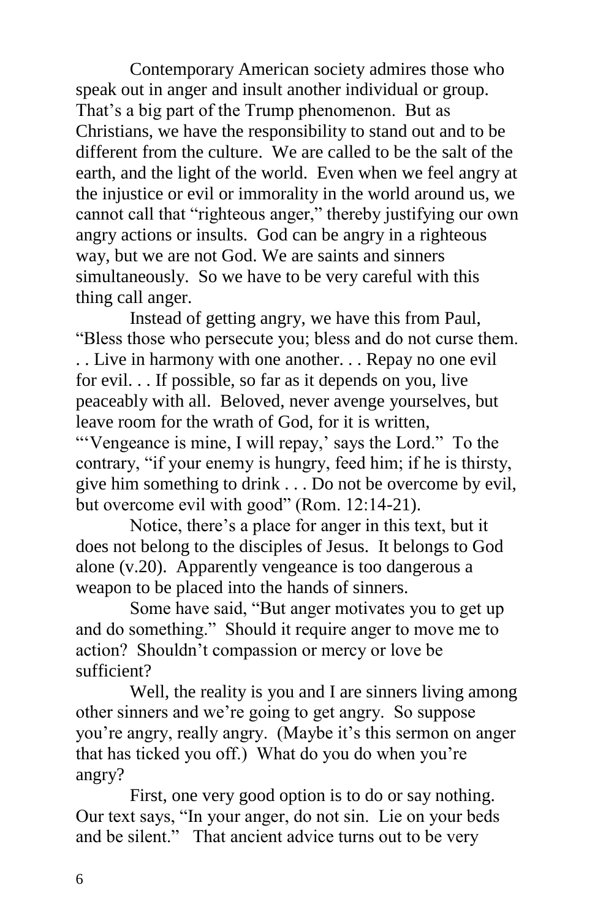Contemporary American society admires those who speak out in anger and insult another individual or group. That's a big part of the Trump phenomenon. But as Christians, we have the responsibility to stand out and to be different from the culture. We are called to be the salt of the earth, and the light of the world. Even when we feel angry at the injustice or evil or immorality in the world around us, we cannot call that "righteous anger," thereby justifying our own angry actions or insults. God can be angry in a righteous way, but we are not God. We are saints and sinners simultaneously. So we have to be very careful with this thing call anger.

Instead of getting angry, we have this from Paul, "Bless those who persecute you; bless and do not curse them. . . Live in harmony with one another. . . Repay no one evil for evil. . . If possible, so far as it depends on you, live peaceably with all. Beloved, never avenge yourselves, but leave room for the wrath of God, for it is written, "'Vengeance is mine, I will repay,' says the Lord." To the contrary, "if your enemy is hungry, feed him; if he is thirsty, give him something to drink . . . Do not be overcome by evil, but overcome evil with good" (Rom. 12:14-21).

Notice, there's a place for anger in this text, but it does not belong to the disciples of Jesus. It belongs to God alone (v.20). Apparently vengeance is too dangerous a weapon to be placed into the hands of sinners.

Some have said, "But anger motivates you to get up and do something." Should it require anger to move me to action? Shouldn't compassion or mercy or love be sufficient?

Well, the reality is you and I are sinners living among other sinners and we're going to get angry. So suppose you're angry, really angry. (Maybe it's this sermon on anger that has ticked you off.) What do you do when you're angry?

First, one very good option is to do or say nothing. Our text says, "In your anger, do not sin. Lie on your beds and be silent." That ancient advice turns out to be very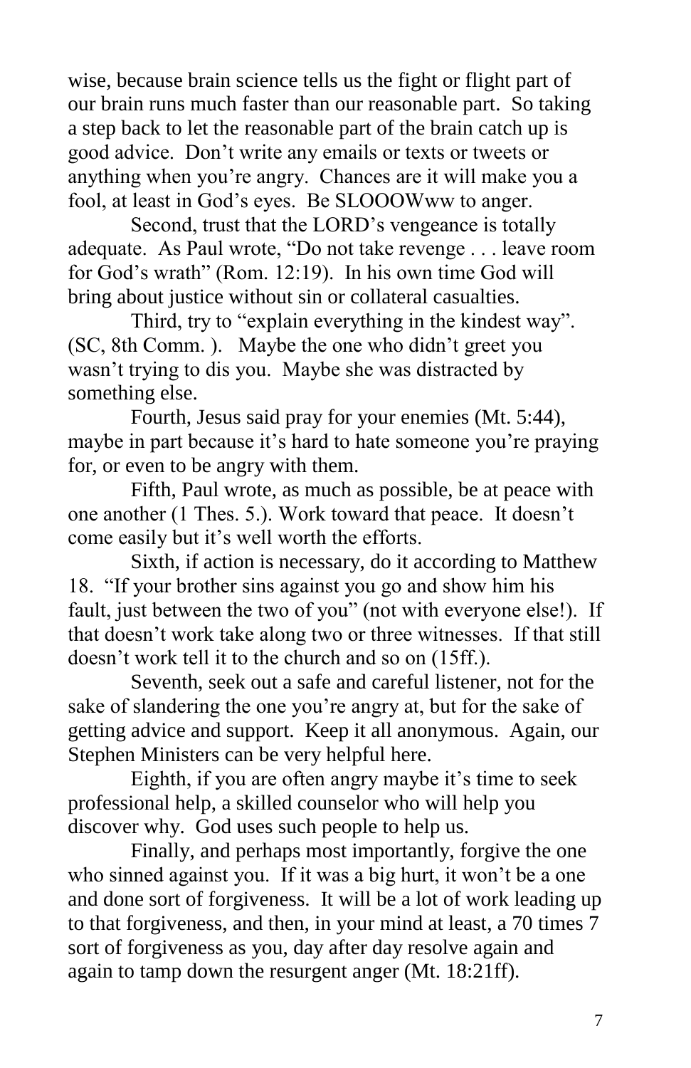wise, because brain science tells us the fight or flight part of our brain runs much faster than our reasonable part. So taking a step back to let the reasonable part of the brain catch up is good advice. Don't write any emails or texts or tweets or anything when you're angry. Chances are it will make you a fool, at least in God's eyes. Be SLOOOWww to anger.

Second, trust that the LORD's vengeance is totally adequate. As Paul wrote, "Do not take revenge . . . leave room for God's wrath" (Rom. 12:19). In his own time God will bring about justice without sin or collateral casualties.

Third, try to "explain everything in the kindest way". (SC, 8th Comm. ). Maybe the one who didn't greet you wasn't trying to dis you. Maybe she was distracted by something else.

Fourth, Jesus said pray for your enemies (Mt. 5:44), maybe in part because it's hard to hate someone you're praying for, or even to be angry with them.

Fifth, Paul wrote, as much as possible, be at peace with one another (1 Thes. 5.). Work toward that peace. It doesn't come easily but it's well worth the efforts.

Sixth, if action is necessary, do it according to Matthew 18. "If your brother sins against you go and show him his fault, just between the two of you" (not with everyone else!). If that doesn't work take along two or three witnesses. If that still doesn't work tell it to the church and so on (15ff.).

Seventh, seek out a safe and careful listener, not for the sake of slandering the one you're angry at, but for the sake of getting advice and support. Keep it all anonymous. Again, our Stephen Ministers can be very helpful here.

Eighth, if you are often angry maybe it's time to seek professional help, a skilled counselor who will help you discover why. God uses such people to help us.

Finally, and perhaps most importantly, forgive the one who sinned against you. If it was a big hurt, it won't be a one and done sort of forgiveness. It will be a lot of work leading up to that forgiveness, and then, in your mind at least, a 70 times 7 sort of forgiveness as you, day after day resolve again and again to tamp down the resurgent anger (Mt. 18:21ff).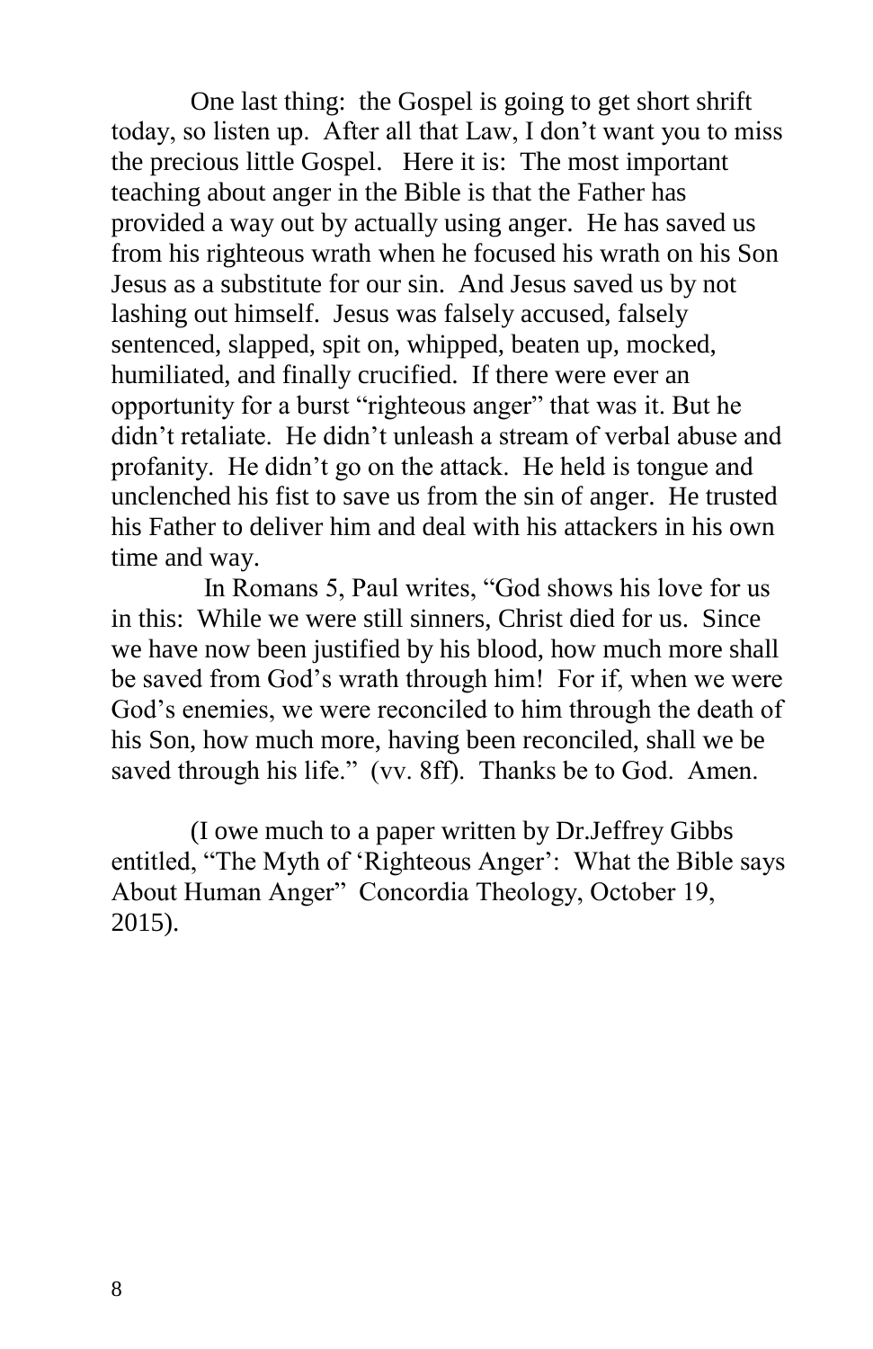One last thing: the Gospel is going to get short shrift today, so listen up. After all that Law, I don't want you to miss the precious little Gospel. Here it is: The most important teaching about anger in the Bible is that the Father has provided a way out by actually using anger. He has saved us from his righteous wrath when he focused his wrath on his Son Jesus as a substitute for our sin. And Jesus saved us by not lashing out himself. Jesus was falsely accused, falsely sentenced, slapped, spit on, whipped, beaten up, mocked, humiliated, and finally crucified. If there were ever an opportunity for a burst "righteous anger" that was it. But he didn't retaliate. He didn't unleash a stream of verbal abuse and profanity. He didn't go on the attack. He held is tongue and unclenched his fist to save us from the sin of anger. He trusted his Father to deliver him and deal with his attackers in his own time and way.

In Romans 5, Paul writes, "God shows his love for us in this: While we were still sinners, Christ died for us. Since we have now been justified by his blood, how much more shall be saved from God's wrath through him! For if, when we were God's enemies, we were reconciled to him through the death of his Son, how much more, having been reconciled, shall we be saved through his life." (vv. 8ff). Thanks be to God. Amen.

(I owe much to a paper written by Dr.Jeffrey Gibbs entitled, "The Myth of 'Righteous Anger': What the Bible says About Human Anger" Concordia Theology, October 19, 2015).